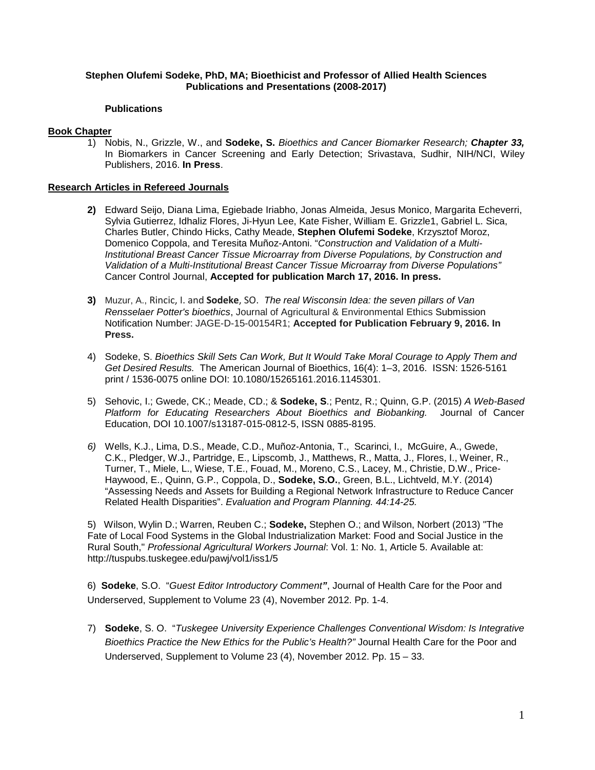**Stephen Olufemi Sodeke, PhD, MA; Bioethicist and Professor of Allied Health Sciences**
**Publications and Presentations (2008-2017)**

### Publications

**Book Chapter**

1) Nobis, N., Grizzle, W., and **Sodeke, S.** *Bioethics and Cancer Biomarker Research;* ***Chapter 33,*** In Biomarkers in Cancer Screening and Early Detection; Srivastava, Sudhir, NIH/NCI, Wiley Publishers, 2016. **In Press**.

**Research Articles in Refereed Journals**

**2)** Edward Seijo, Diana Lima, Egiebade Iriabho, Jonas Almeida, Jesus Monico, Margarita Echeverri, Sylvia Gutierrez, Idhaliz Flores, Ji-Hyun Lee, Kate Fisher, William E. Grizzle1, Gabriel L. Sica, Charles Butler, Chindo Hicks, Cathy Meade, **Stephen Olufemi Sodeke**, Krzysztof Moroz, Domenico Coppola, and Teresita Muñoz-Antoni. "*Construction and Validation of a Multi-Institutional Breast Cancer Tissue Microarray from Diverse Populations, by Construction and Validation of a Multi-Institutional Breast Cancer Tissue Microarray from Diverse Populations"* Cancer Control Journal, **Accepted for publication March 17, 2016. In press.**

**3)** Muzur, A., Rincic, I. and **Sodeke**, SO. *The real Wisconsin Idea: the seven pillars of Van Rensselaer Potter's bioethics*, Journal of Agricultural & Environmental Ethics Submission Notification Number: JAGE-D-15-00154R1; **Accepted for Publication February 9, 2016. In Press.**

4) Sodeke, S. *Bioethics Skill Sets Can Work, But It Would Take Moral Courage to Apply Them and Get Desired Results.* The American Journal of Bioethics, 16(4): 1–3, 2016. ISSN: 1526-5161 print / 1536-0075 online DOI: 10.1080/15265161.2016.1145301.

5) Sehovic, I.; Gwede, CK.; Meade, CD.; & **Sodeke, S**.; Pentz, R.; Quinn, G.P. (2015) *A Web-Based Platform for Educating Researchers About Bioethics and Biobanking.* Journal of Cancer Education, DOI 10.1007/s13187-015-0812-5, ISSN 0885-8195.

*6)* Wells, K.J., Lima, D.S., Meade, C.D., Muñoz-Antonia, T., Scarinci, I., McGuire, A., Gwede, C.K., Pledger, W.J., Partridge, E., Lipscomb, J., Matthews, R., Matta, J., Flores, I., Weiner, R., Turner, T., Miele, L., Wiese, T.E., Fouad, M., Moreno, C.S., Lacey, M., Christie, D.W., Price-Haywood, E., Quinn, G.P., Coppola, D., **Sodeke, S.O.**, Green, B.L., Lichtveld, M.Y. (2014) "Assessing Needs and Assets for Building a Regional Network Infrastructure to Reduce Cancer Related Health Disparities". *Evaluation and Program Planning. 44:14-25.*

5) Wilson, Wylin D.; Warren, Reuben C.; **Sodeke,** Stephen O.; and Wilson, Norbert (2013) "The Fate of Local Food Systems in the Global Industrialization Market: Food and Social Justice in the Rural South," *Professional Agricultural Workers Journal*: Vol. 1: No. 1, Article 5. Available at: http://tuspubs.tuskegee.edu/pawj/vol1/iss1/5

6) **Sodeke**, S.O. "*Guest Editor Introductory Comment"*, Journal of Health Care for the Poor and Underserved, Supplement to Volume 23 (4), November 2012. Pp. 1-4.

7) **Sodeke**, S. O. "*Tuskegee University Experience Challenges Conventional Wisdom: Is Integrative Bioethics Practice the New Ethics for the Public's Health?"* Journal Health Care for the Poor and Underserved, Supplement to Volume 23 (4), November 2012. Pp. 15 – 33.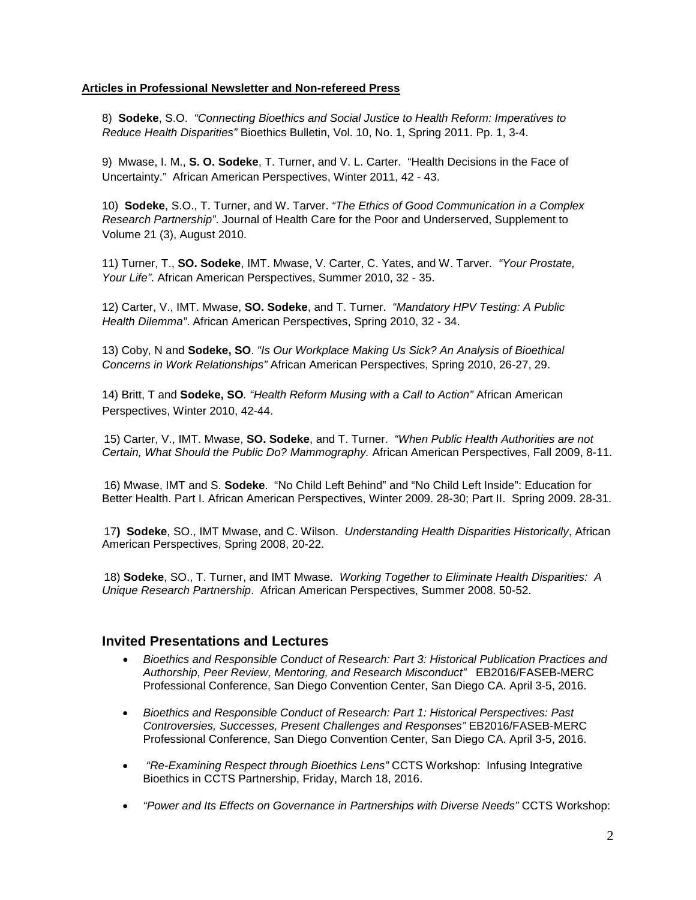**Articles in Professional Newsletter and Non-refereed Press**

8) **Sodeke**, S.O. *"Connecting Bioethics and Social Justice to Health Reform: Imperatives to Reduce Health Disparities"* Bioethics Bulletin, Vol. 10, No. 1, Spring 2011. Pp. 1, 3-4.

9) Mwase, I. M., **S. O. Sodeke**, T. Turner, and V. L. Carter. "Health Decisions in the Face of Uncertainty." African American Perspectives, Winter 2011, 42 - 43.

10) **Sodeke**, S.O., T. Turner, and W. Tarver. *"The Ethics of Good Communication in a Complex Research Partnership"*. Journal of Health Care for the Poor and Underserved, Supplement to Volume 21 (3), August 2010.

11) Turner, T., **SO. Sodeke**, IMT. Mwase, V. Carter, C. Yates, and W. Tarver. *"Your Prostate, Your Life"*. African American Perspectives, Summer 2010, 32 - 35.

12) Carter, V., IMT. Mwase, **SO. Sodeke**, and T. Turner. *"Mandatory HPV Testing: A Public Health Dilemma"*. African American Perspectives, Spring 2010, 32 - 34.

13) Coby, N and **Sodeke, SO**. *"Is Our Workplace Making Us Sick? An Analysis of Bioethical Concerns in Work Relationships"* African American Perspectives, Spring 2010, 26-27, 29.

14) Britt, T and **Sodeke, SO**. *"Health Reform Musing with a Call to Action"* African American Perspectives, Winter 2010, 42-44.

15) Carter, V., IMT. Mwase, **SO. Sodeke**, and T. Turner. *"When Public Health Authorities are not Certain, What Should the Public Do? Mammography.* African American Perspectives, Fall 2009, 8-11.

16) Mwase, IMT and S. **Sodeke**. "No Child Left Behind" and "No Child Left Inside": Education for Better Health. Part I. African American Perspectives, Winter 2009. 28-30; Part II. Spring 2009. 28-31.

17**) Sodeke**, SO., IMT Mwase, and C. Wilson. *Understanding Health Disparities Historically*, African American Perspectives, Spring 2008, 20-22.

18) **Sodeke**, SO., T. Turner, and IMT Mwase. *Working Together to Eliminate Health Disparities: A Unique Research Partnership*. African American Perspectives, Summer 2008. 50-52.

## Invited Presentations and Lectures

- *Bioethics and Responsible Conduct of Research: Part 3: Historical Publication Practices and Authorship, Peer Review, Mentoring, and Research Misconduct"* EB2016/FASEB-MERC Professional Conference, San Diego Convention Center, San Diego CA. April 3-5, 2016.
- *Bioethics and Responsible Conduct of Research: Part 1: Historical Perspectives: Past Controversies, Successes, Present Challenges and Responses"* EB2016/FASEB-MERC Professional Conference, San Diego Convention Center, San Diego CA. April 3-5, 2016.
- *"Re-Examining Respect through Bioethics Lens"* CCTS Workshop: Infusing Integrative Bioethics in CCTS Partnership, Friday, March 18, 2016.
- *"Power and Its Effects on Governance in Partnerships with Diverse Needs"* CCTS Workshop: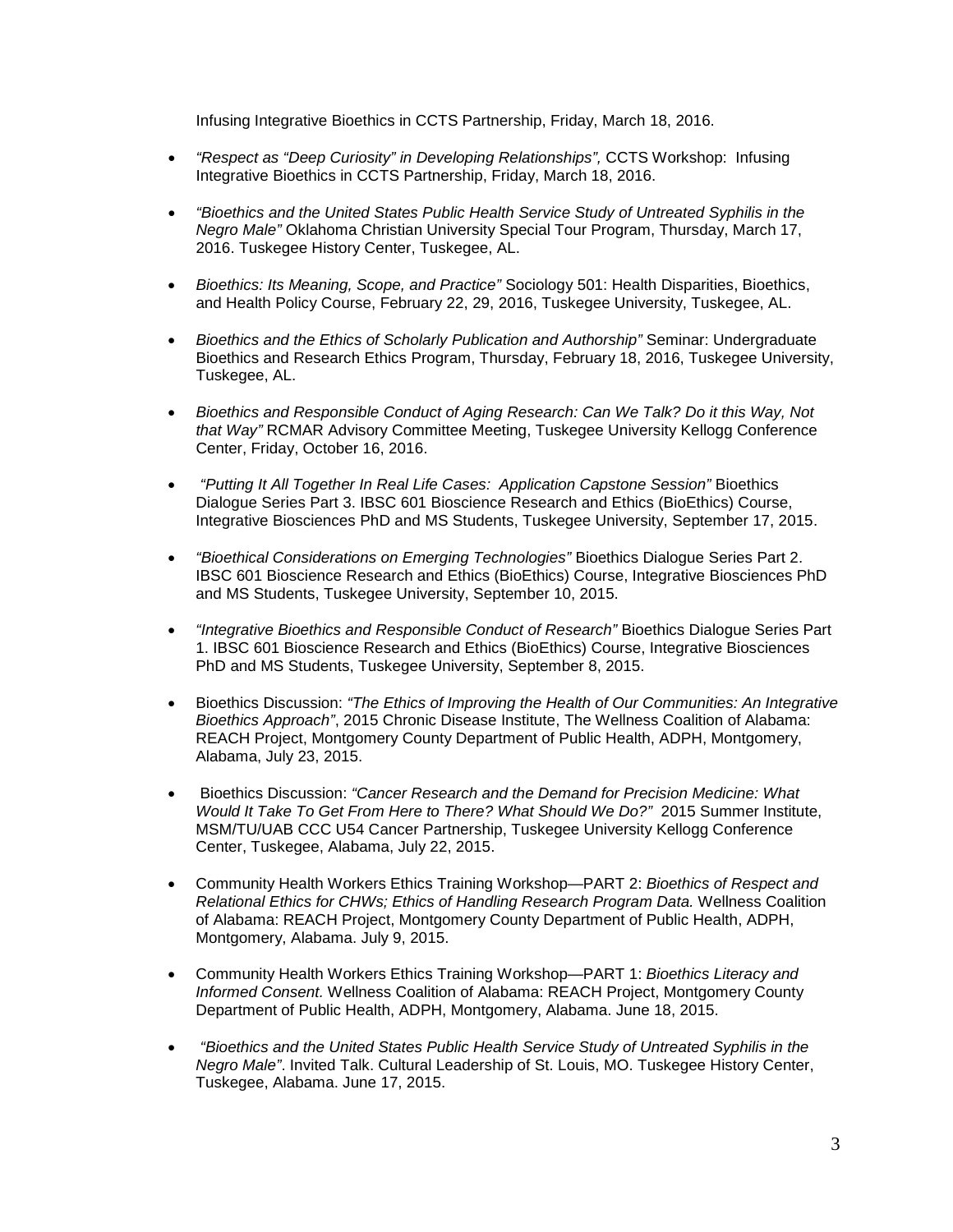Infusing Integrative Bioethics in CCTS Partnership, Friday, March 18, 2016.

- *"Respect as "Deep Curiosity" in Developing Relationships",* CCTS Workshop: Infusing Integrative Bioethics in CCTS Partnership, Friday, March 18, 2016.

- *"Bioethics and the United States Public Health Service Study of Untreated Syphilis in the Negro Male"* Oklahoma Christian University Special Tour Program, Thursday, March 17, 2016. Tuskegee History Center, Tuskegee, AL.

- *Bioethics: Its Meaning, Scope, and Practice"* Sociology 501: Health Disparities, Bioethics, and Health Policy Course, February 22, 29, 2016, Tuskegee University, Tuskegee, AL.

- *Bioethics and the Ethics of Scholarly Publication and Authorship"* Seminar: Undergraduate Bioethics and Research Ethics Program, Thursday, February 18, 2016, Tuskegee University, Tuskegee, AL.

- *Bioethics and Responsible Conduct of Aging Research: Can We Talk? Do it this Way, Not that Way"* RCMAR Advisory Committee Meeting, Tuskegee University Kellogg Conference Center, Friday, October 16, 2016.

- *"Putting It All Together In Real Life Cases: Application Capstone Session"* Bioethics Dialogue Series Part 3. IBSC 601 Bioscience Research and Ethics (BioEthics) Course, Integrative Biosciences PhD and MS Students, Tuskegee University, September 17, 2015.

- *"Bioethical Considerations on Emerging Technologies"* Bioethics Dialogue Series Part 2. IBSC 601 Bioscience Research and Ethics (BioEthics) Course, Integrative Biosciences PhD and MS Students, Tuskegee University, September 10, 2015.

- *"Integrative Bioethics and Responsible Conduct of Research"* Bioethics Dialogue Series Part 1. IBSC 601 Bioscience Research and Ethics (BioEthics) Course, Integrative Biosciences PhD and MS Students, Tuskegee University, September 8, 2015.

- Bioethics Discussion: *"The Ethics of Improving the Health of Our Communities: An Integrative Bioethics Approach"*, 2015 Chronic Disease Institute, The Wellness Coalition of Alabama: REACH Project, Montgomery County Department of Public Health, ADPH, Montgomery, Alabama, July 23, 2015.

- Bioethics Discussion: *"Cancer Research and the Demand for Precision Medicine: What Would It Take To Get From Here to There? What Should We Do?"* 2015 Summer Institute, MSM/TU/UAB CCC U54 Cancer Partnership, Tuskegee University Kellogg Conference Center, Tuskegee, Alabama, July 22, 2015.

- Community Health Workers Ethics Training Workshop—PART 2: *Bioethics of Respect and Relational Ethics for CHWs; Ethics of Handling Research Program Data.* Wellness Coalition of Alabama: REACH Project, Montgomery County Department of Public Health, ADPH, Montgomery, Alabama. July 9, 2015.

- Community Health Workers Ethics Training Workshop—PART 1: *Bioethics Literacy and Informed Consent.* Wellness Coalition of Alabama: REACH Project, Montgomery County Department of Public Health, ADPH, Montgomery, Alabama. June 18, 2015.

- *"Bioethics and the United States Public Health Service Study of Untreated Syphilis in the Negro Male"*. Invited Talk. Cultural Leadership of St. Louis, MO. Tuskegee History Center, Tuskegee, Alabama. June 17, 2015.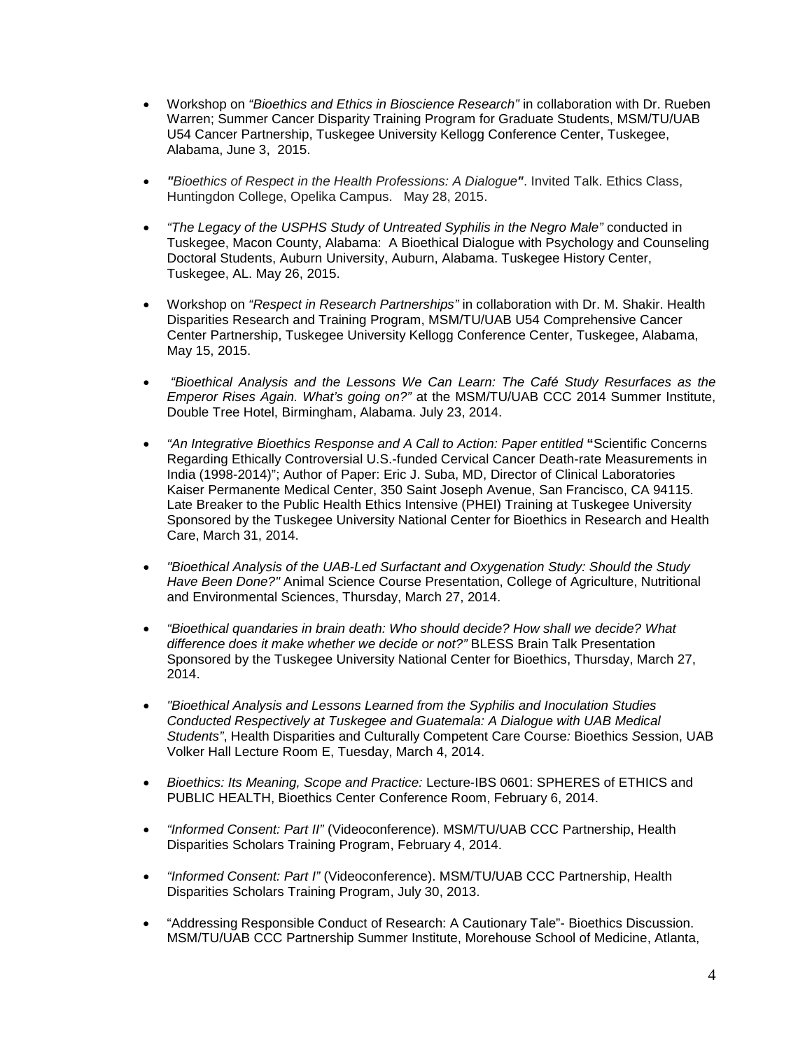- Workshop on *"Bioethics and Ethics in Bioscience Research"* in collaboration with Dr. Rueben Warren; Summer Cancer Disparity Training Program for Graduate Students, MSM/TU/UAB U54 Cancer Partnership, Tuskegee University Kellogg Conference Center, Tuskegee, Alabama, June 3, 2015.

- ***"**Bioethics of Respect in the Health Professions: A Dialogue**"***. Invited Talk. Ethics Class, Huntingdon College, Opelika Campus. May 28, 2015.

- *"The Legacy of the USPHS Study of Untreated Syphilis in the Negro Male"* conducted in Tuskegee, Macon County, Alabama: A Bioethical Dialogue with Psychology and Counseling Doctoral Students, Auburn University, Auburn, Alabama. Tuskegee History Center, Tuskegee, AL. May 26, 2015.

- Workshop on *"Respect in Research Partnerships"* in collaboration with Dr. M. Shakir. Health Disparities Research and Training Program, MSM/TU/UAB U54 Comprehensive Cancer Center Partnership, Tuskegee University Kellogg Conference Center, Tuskegee, Alabama, May 15, 2015.

- *"Bioethical Analysis and the Lessons We Can Learn: The Café Study Resurfaces as the Emperor Rises Again. What's going on?"* at the MSM/TU/UAB CCC 2014 Summer Institute, Double Tree Hotel, Birmingham, Alabama. July 23, 2014.

- *"An Integrative Bioethics Response and A Call to Action: Paper entitled* **"**Scientific Concerns Regarding Ethically Controversial U.S.-funded Cervical Cancer Death-rate Measurements in India (1998-2014)"; Author of Paper: Eric J. Suba, MD, Director of Clinical Laboratories Kaiser Permanente Medical Center, 350 Saint Joseph Avenue, San Francisco, CA 94115. Late Breaker to the Public Health Ethics Intensive (PHEI) Training at Tuskegee University Sponsored by the Tuskegee University National Center for Bioethics in Research and Health Care, March 31, 2014.

- *"Bioethical Analysis of the UAB-Led Surfactant and Oxygenation Study: Should the Study Have Been Done?"* Animal Science Course Presentation, College of Agriculture, Nutritional and Environmental Sciences, Thursday, March 27, 2014.

- *"Bioethical quandaries in brain death: Who should decide? How shall we decide? What difference does it make whether we decide or not?"* BLESS Brain Talk Presentation Sponsored by the Tuskegee University National Center for Bioethics, Thursday, March 27, 2014.

- *"Bioethical Analysis and Lessons Learned from the Syphilis and Inoculation Studies Conducted Respectively at Tuskegee and Guatemala: A Dialogue with UAB Medical Students"*, Health Disparities and Culturally Competent Care Course*:* Bioethics *S*ession, UAB Volker Hall Lecture Room E, Tuesday, March 4, 2014.

- *Bioethics: Its Meaning, Scope and Practice:* Lecture-IBS 0601: SPHERES of ETHICS and PUBLIC HEALTH, Bioethics Center Conference Room, February 6, 2014.

- *"Informed Consent: Part II"* (Videoconference). MSM/TU/UAB CCC Partnership, Health Disparities Scholars Training Program, February 4, 2014.

- *"Informed Consent: Part I"* (Videoconference). MSM/TU/UAB CCC Partnership, Health Disparities Scholars Training Program, July 30, 2013.

- "Addressing Responsible Conduct of Research: A Cautionary Tale"- Bioethics Discussion. MSM/TU/UAB CCC Partnership Summer Institute, Morehouse School of Medicine, Atlanta,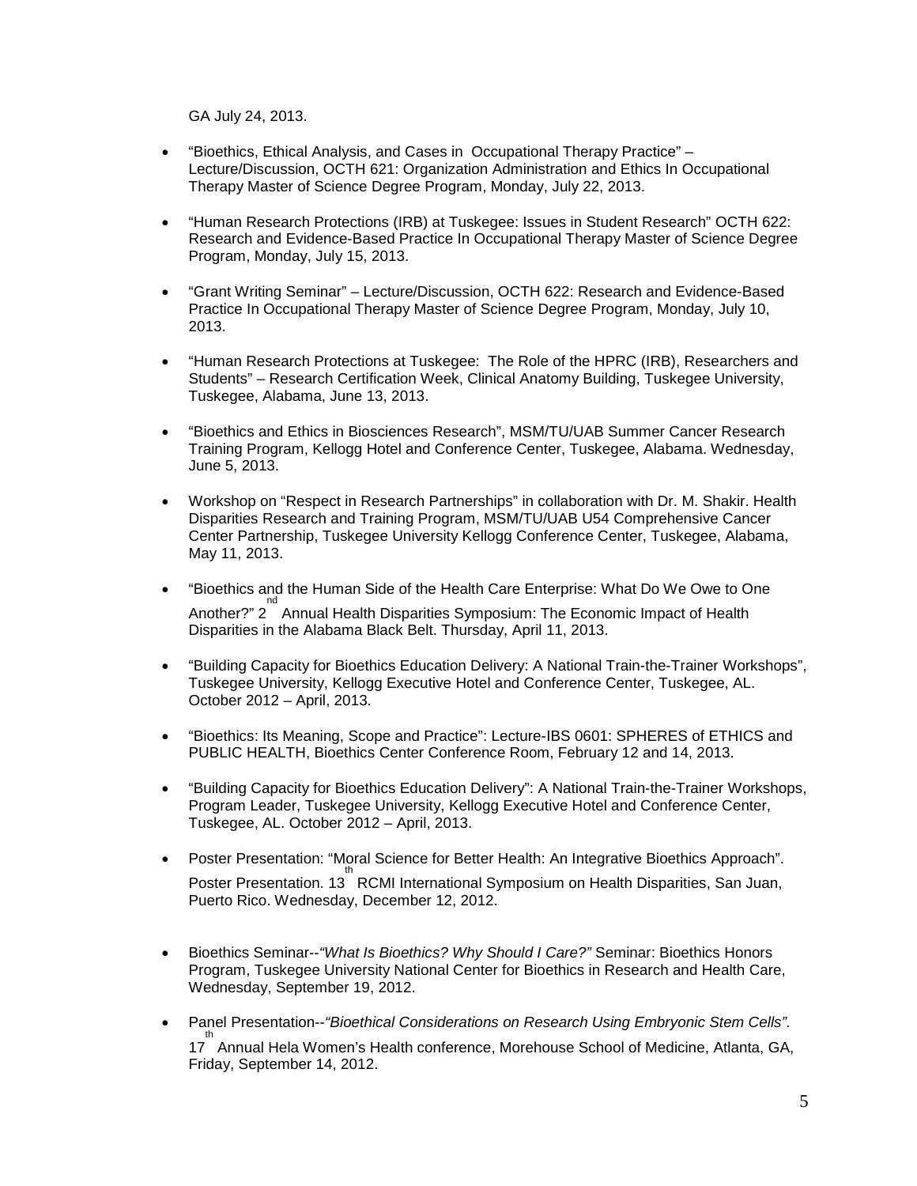GA July 24, 2013.

- “Bioethics, Ethical Analysis, and Cases in Occupational Therapy Practice” – Lecture/Discussion, OCTH 621: Organization Administration and Ethics In Occupational Therapy Master of Science Degree Program, Monday, July 22, 2013.

- “Human Research Protections (IRB) at Tuskegee: Issues in Student Research” OCTH 622: Research and Evidence-Based Practice In Occupational Therapy Master of Science Degree Program, Monday, July 15, 2013.

- “Grant Writing Seminar” – Lecture/Discussion, OCTH 622: Research and Evidence-Based Practice In Occupational Therapy Master of Science Degree Program, Monday, July 10, 2013.

- “Human Research Protections at Tuskegee: The Role of the HPRC (IRB), Researchers and Students” – Research Certification Week, Clinical Anatomy Building, Tuskegee University, Tuskegee, Alabama, June 13, 2013.

- “Bioethics and Ethics in Biosciences Research”, MSM/TU/UAB Summer Cancer Research Training Program, Kellogg Hotel and Conference Center, Tuskegee, Alabama. Wednesday, June 5, 2013.

- Workshop on “Respect in Research Partnerships” in collaboration with Dr. M. Shakir. Health Disparities Research and Training Program, MSM/TU/UAB U54 Comprehensive Cancer Center Partnership, Tuskegee University Kellogg Conference Center, Tuskegee, Alabama, May 11, 2013.

- “Bioethics and the Human Side of the Health Care Enterprise: What Do We Owe to One Another?” 2nd Annual Health Disparities Symposium: The Economic Impact of Health Disparities in the Alabama Black Belt. Thursday, April 11, 2013.

- “Building Capacity for Bioethics Education Delivery: A National Train-the-Trainer Workshops”, Tuskegee University, Kellogg Executive Hotel and Conference Center, Tuskegee, AL. October 2012 – April, 2013.

- “Bioethics: Its Meaning, Scope and Practice”: Lecture-IBS 0601: SPHERES of ETHICS and PUBLIC HEALTH, Bioethics Center Conference Room, February 12 and 14, 2013.

- “Building Capacity for Bioethics Education Delivery”: A National Train-the-Trainer Workshops, Program Leader, Tuskegee University, Kellogg Executive Hotel and Conference Center, Tuskegee, AL. October 2012 – April, 2013.

- Poster Presentation: “Moral Science for Better Health: An Integrative Bioethics Approach”. Poster Presentation. 13th RCMI International Symposium on Health Disparities, San Juan, Puerto Rico. Wednesday, December 12, 2012.

- Bioethics Seminar--*“What Is Bioethics? Why Should I Care?”* Seminar: Bioethics Honors Program, Tuskegee University National Center for Bioethics in Research and Health Care, Wednesday, September 19, 2012.

- Panel Presentation--*“Bioethical Considerations on Research Using Embryonic Stem Cells”.* 17th Annual Hela Women’s Health conference, Morehouse School of Medicine, Atlanta, GA, Friday, September 14, 2012.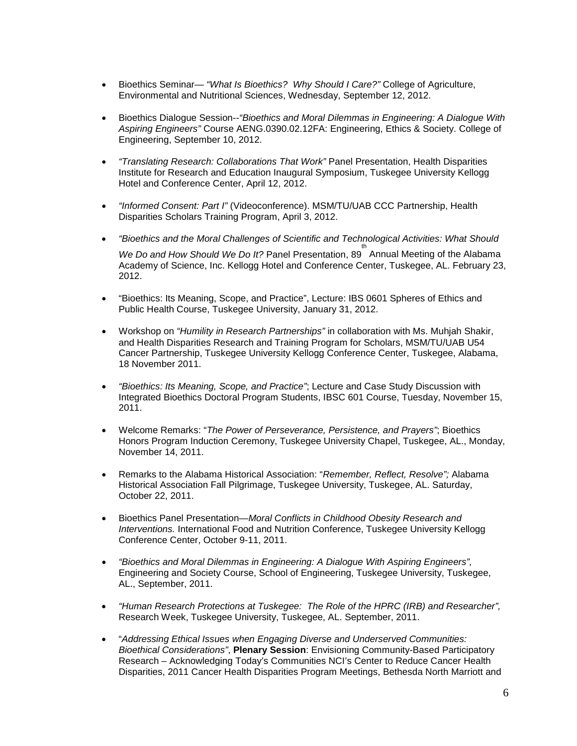- Bioethics Seminar— *"What Is Bioethics?  Why Should I Care?"* College of Agriculture, Environmental and Nutritional Sciences, Wednesday, September 12, 2012.

- Bioethics Dialogue Session--*"Bioethics and Moral Dilemmas in Engineering: A Dialogue With Aspiring Engineers"* Course AENG.0390.02.12FA: Engineering, Ethics & Society. College of Engineering, September 10, 2012.

- *"Translating Research: Collaborations That Work"* Panel Presentation, Health Disparities Institute for Research and Education Inaugural Symposium, Tuskegee University Kellogg Hotel and Conference Center, April 12, 2012.

- *"Informed Consent: Part I"* (Videoconference). MSM/TU/UAB CCC Partnership, Health Disparities Scholars Training Program, April 3, 2012.

- *"Bioethics and the Moral Challenges of Scientific and Technological Activities: What Should We Do and How Should We Do It?* Panel Presentation, 89th Annual Meeting of the Alabama Academy of Science, Inc. Kellogg Hotel and Conference Center, Tuskegee, AL. February 23, 2012.

- "Bioethics: Its Meaning, Scope, and Practice", Lecture: IBS 0601 Spheres of Ethics and Public Health Course, Tuskegee University, January 31, 2012.

- Workshop on *"Humility in Research Partnerships"* in collaboration with Ms. Muhjah Shakir, and Health Disparities Research and Training Program for Scholars, MSM/TU/UAB U54 Cancer Partnership, Tuskegee University Kellogg Conference Center, Tuskegee, Alabama, 18 November 2011.

- *"Bioethics: Its Meaning, Scope, and Practice"*; Lecture and Case Study Discussion with Integrated Bioethics Doctoral Program Students, IBSC 601 Course, Tuesday, November 15, 2011.

- Welcome Remarks: "*The Power of Perseverance, Persistence, and Prayers"*; Bioethics Honors Program Induction Ceremony, Tuskegee University Chapel, Tuskegee, AL., Monday, November 14, 2011.

- Remarks to the Alabama Historical Association: "*Remember, Reflect, Resolve";* Alabama Historical Association Fall Pilgrimage, Tuskegee University, Tuskegee, AL. Saturday, October 22, 2011.

- Bioethics Panel Presentation—*Moral Conflicts in Childhood Obesity Research and Interventions.* International Food and Nutrition Conference, Tuskegee University Kellogg Conference Center, October 9-11, 2011.

- *"Bioethics and Moral Dilemmas in Engineering: A Dialogue With Aspiring Engineers",* Engineering and Society Course, School of Engineering, Tuskegee University, Tuskegee, AL., September, 2011.

- *"Human Research Protections at Tuskegee:  The Role of the HPRC (IRB) and Researcher",* Research Week, Tuskegee University, Tuskegee, AL. September, 2011.

- "*Addressing Ethical Issues when Engaging Diverse and Underserved Communities: Bioethical Considerations"*, **Plenary Session**: Envisioning Community-Based Participatory Research – Acknowledging Today's Communities NCI's Center to Reduce Cancer Health Disparities, 2011 Cancer Health Disparities Program Meetings, Bethesda North Marriott and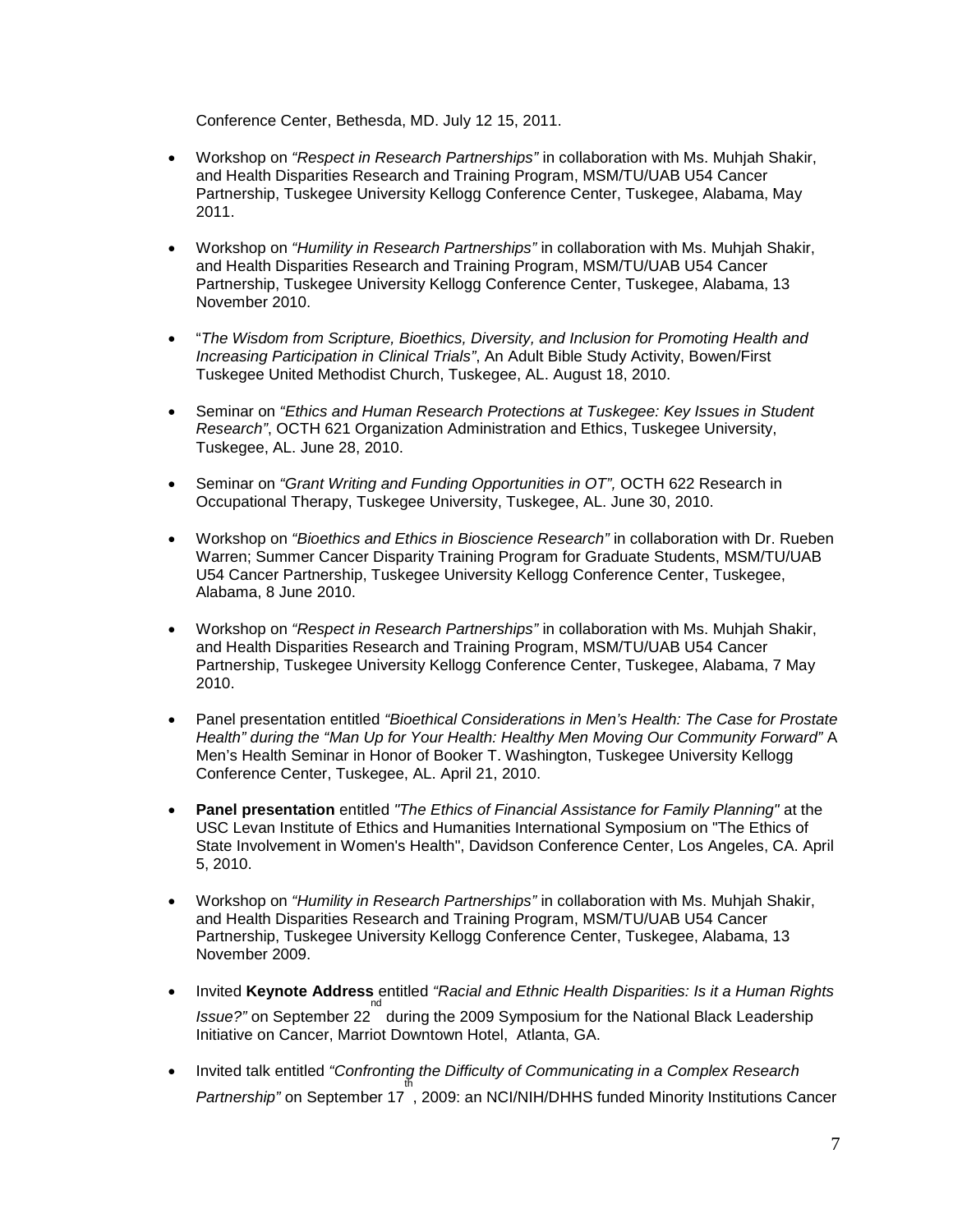Conference Center, Bethesda, MD. July 12 15, 2011.

- Workshop on *"Respect in Research Partnerships"* in collaboration with Ms. Muhjah Shakir, and Health Disparities Research and Training Program, MSM/TU/UAB U54 Cancer Partnership, Tuskegee University Kellogg Conference Center, Tuskegee, Alabama, May 2011.

- Workshop on *"Humility in Research Partnerships"* in collaboration with Ms. Muhjah Shakir, and Health Disparities Research and Training Program, MSM/TU/UAB U54 Cancer Partnership, Tuskegee University Kellogg Conference Center, Tuskegee, Alabama, 13 November 2010.

- "*The Wisdom from Scripture, Bioethics, Diversity, and Inclusion for Promoting Health and Increasing Participation in Clinical Trials"*, An Adult Bible Study Activity, Bowen/First Tuskegee United Methodist Church, Tuskegee, AL. August 18, 2010.

- Seminar on *"Ethics and Human Research Protections at Tuskegee: Key Issues in Student Research"*, OCTH 621 Organization Administration and Ethics, Tuskegee University, Tuskegee, AL. June 28, 2010.

- Seminar on *"Grant Writing and Funding Opportunities in OT",* OCTH 622 Research in Occupational Therapy, Tuskegee University, Tuskegee, AL. June 30, 2010.

- Workshop on *"Bioethics and Ethics in Bioscience Research"* in collaboration with Dr. Rueben Warren; Summer Cancer Disparity Training Program for Graduate Students, MSM/TU/UAB U54 Cancer Partnership, Tuskegee University Kellogg Conference Center, Tuskegee, Alabama, 8 June 2010.

- Workshop on *"Respect in Research Partnerships"* in collaboration with Ms. Muhjah Shakir, and Health Disparities Research and Training Program, MSM/TU/UAB U54 Cancer Partnership, Tuskegee University Kellogg Conference Center, Tuskegee, Alabama, 7 May 2010.

- Panel presentation entitled *"Bioethical Considerations in Men's Health: The Case for Prostate Health" during the "Man Up for Your Health: Healthy Men Moving Our Community Forward"* A Men's Health Seminar in Honor of Booker T. Washington, Tuskegee University Kellogg Conference Center, Tuskegee, AL. April 21, 2010.

- **Panel presentation** entitled *"The Ethics of Financial Assistance for Family Planning"* at the USC Levan Institute of Ethics and Humanities International Symposium on "The Ethics of State Involvement in Women's Health", Davidson Conference Center, Los Angeles, CA. April 5, 2010.

- Workshop on *"Humility in Research Partnerships"* in collaboration with Ms. Muhjah Shakir, and Health Disparities Research and Training Program, MSM/TU/UAB U54 Cancer Partnership, Tuskegee University Kellogg Conference Center, Tuskegee, Alabama, 13 November 2009.

- Invited **Keynote Address** entitled *"Racial and Ethnic Health Disparities: Is it a Human Rights Issue?"* on September 22nd during the 2009 Symposium for the National Black Leadership Initiative on Cancer, Marriot Downtown Hotel, Atlanta, GA.

- Invited talk entitled *"Confronting the Difficulty of Communicating in a Complex Research Partnership"* on September 17th, 2009: an NCI/NIH/DHHS funded Minority Institutions Cancer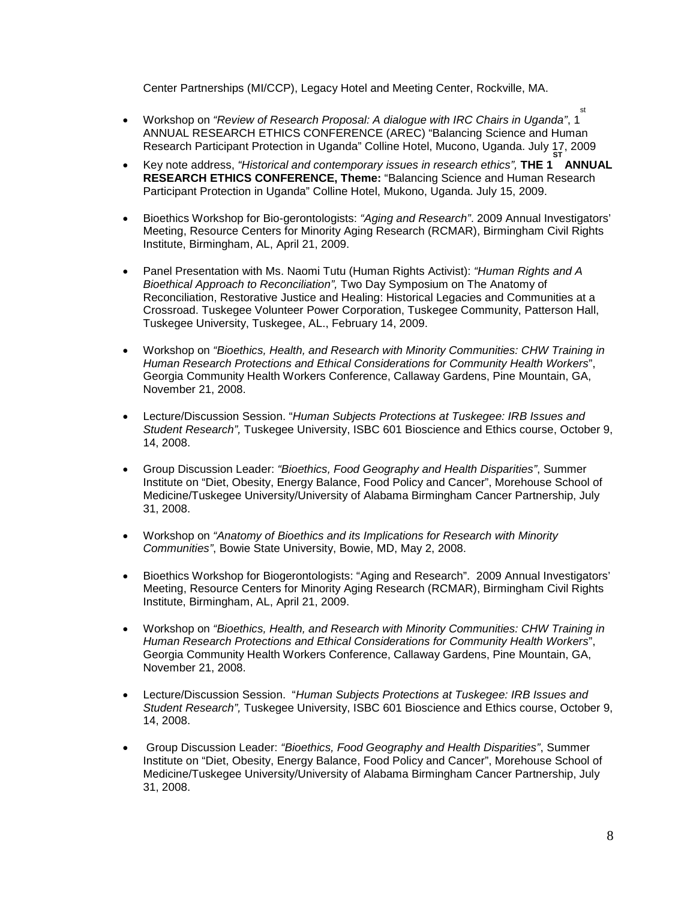Center Partnerships (MI/CCP), Legacy Hotel and Meeting Center, Rockville, MA.

- Workshop on *"Review of Research Proposal: A dialogue with IRC Chairs in Uganda"*, 1st ANNUAL RESEARCH ETHICS CONFERENCE (AREC) "Balancing Science and Human Research Participant Protection in Uganda" Colline Hotel, Mucono, Uganda. July 17, 2009
- Key note address, *"Historical and contemporary issues in research ethics",* **THE 1ST ANNUAL RESEARCH ETHICS CONFERENCE, Theme:** "Balancing Science and Human Research Participant Protection in Uganda" Colline Hotel, Mukono, Uganda. July 15, 2009.
- Bioethics Workshop for Bio-gerontologists: *"Aging and Research"*. 2009 Annual Investigators' Meeting, Resource Centers for Minority Aging Research (RCMAR), Birmingham Civil Rights Institute, Birmingham, AL, April 21, 2009.
- Panel Presentation with Ms. Naomi Tutu (Human Rights Activist): *"Human Rights and A Bioethical Approach to Reconciliation",* Two Day Symposium on The Anatomy of Reconciliation, Restorative Justice and Healing: Historical Legacies and Communities at a Crossroad. Tuskegee Volunteer Power Corporation, Tuskegee Community, Patterson Hall, Tuskegee University, Tuskegee, AL., February 14, 2009.
- Workshop on *"Bioethics, Health, and Research with Minority Communities: CHW Training in Human Research Protections and Ethical Considerations for Community Health Workers*", Georgia Community Health Workers Conference, Callaway Gardens, Pine Mountain, GA, November 21, 2008.
- Lecture/Discussion Session. "*Human Subjects Protections at Tuskegee: IRB Issues and Student Research",* Tuskegee University, ISBC 601 Bioscience and Ethics course, October 9, 14, 2008.
- Group Discussion Leader: *"Bioethics, Food Geography and Health Disparities"*, Summer Institute on "Diet, Obesity, Energy Balance, Food Policy and Cancer", Morehouse School of Medicine/Tuskegee University/University of Alabama Birmingham Cancer Partnership, July 31, 2008.
- Workshop on *"Anatomy of Bioethics and its Implications for Research with Minority Communities"*, Bowie State University, Bowie, MD, May 2, 2008.
- Bioethics Workshop for Biogerontologists: "Aging and Research". 2009 Annual Investigators' Meeting, Resource Centers for Minority Aging Research (RCMAR), Birmingham Civil Rights Institute, Birmingham, AL, April 21, 2009.
- Workshop on *"Bioethics, Health, and Research with Minority Communities: CHW Training in Human Research Protections and Ethical Considerations for Community Health Workers*", Georgia Community Health Workers Conference, Callaway Gardens, Pine Mountain, GA, November 21, 2008.
- Lecture/Discussion Session. "*Human Subjects Protections at Tuskegee: IRB Issues and Student Research",* Tuskegee University, ISBC 601 Bioscience and Ethics course, October 9, 14, 2008.
- Group Discussion Leader: *"Bioethics, Food Geography and Health Disparities"*, Summer Institute on "Diet, Obesity, Energy Balance, Food Policy and Cancer", Morehouse School of Medicine/Tuskegee University/University of Alabama Birmingham Cancer Partnership, July 31, 2008.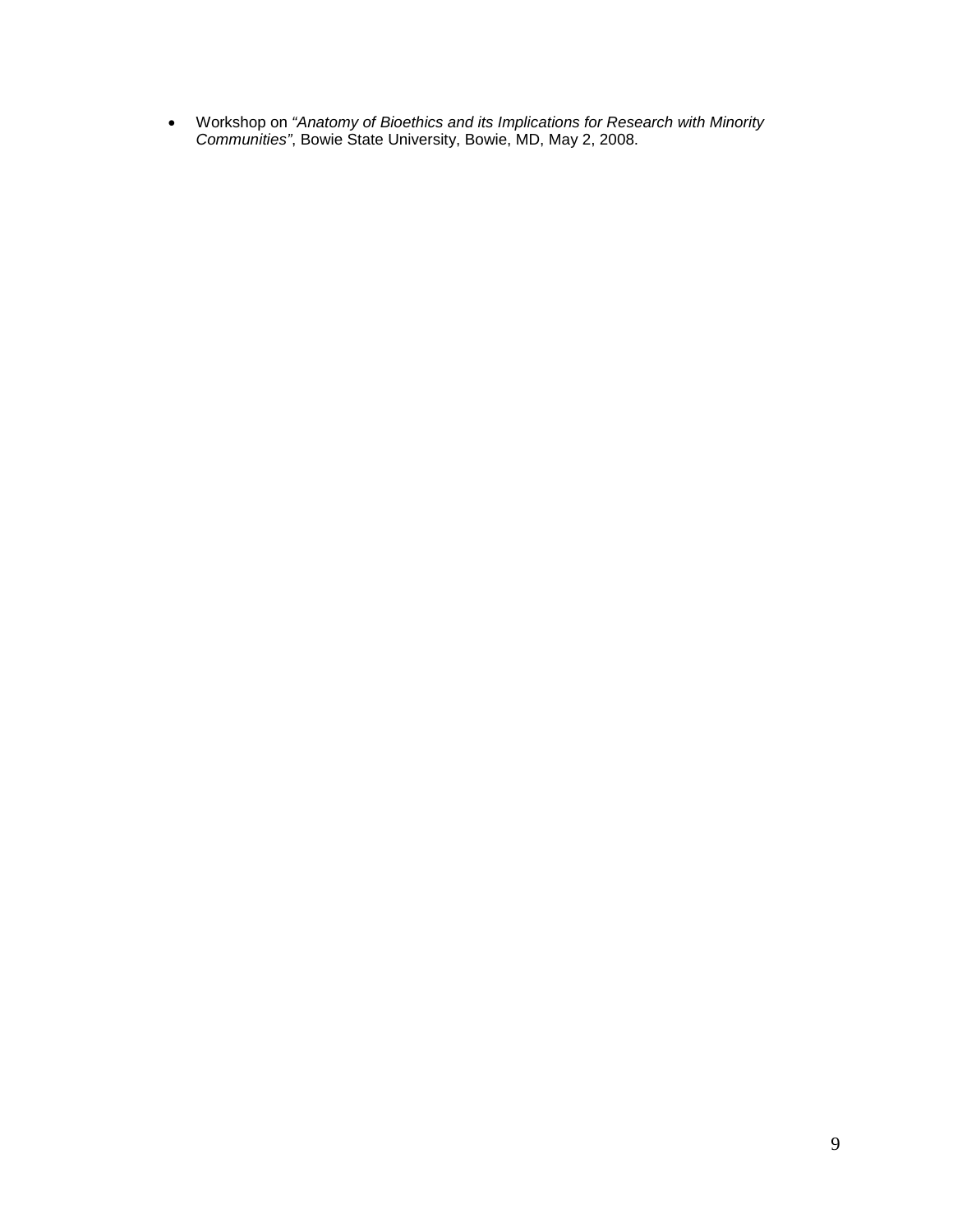- Workshop on *“Anatomy of Bioethics and its Implications for Research with Minority Communities”*, Bowie State University, Bowie, MD, May 2, 2008.